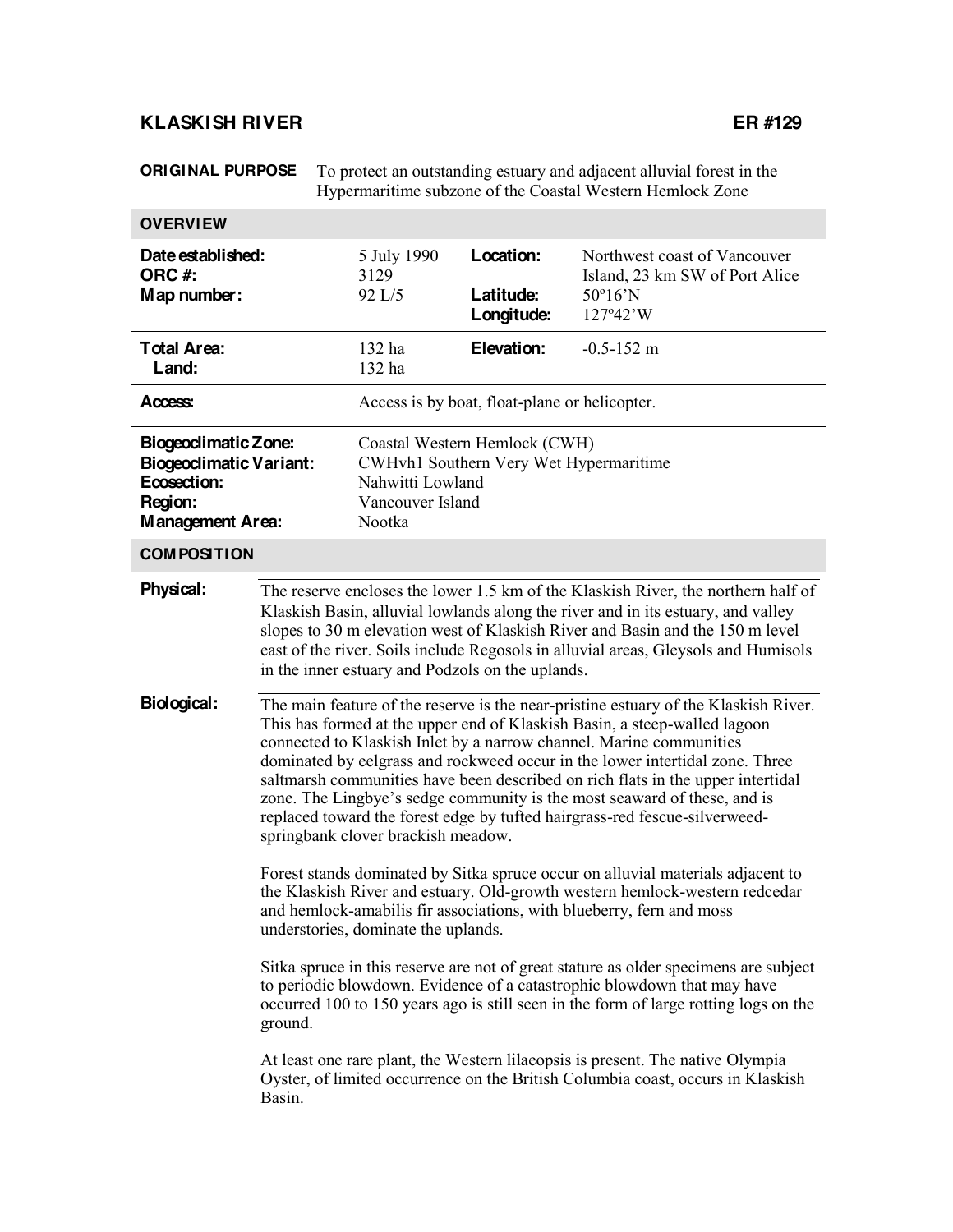# KLASKISH RIVER ER #129

**ORIGINAL PURPOSE** To protect an outstanding estuary and adjacent alluvial forest in the Hypermaritime subzone of the Coastal Western Hemlock Zone

## OVERVIEW

| | | | |
|---|---|---|---|
| **Date established:** | 5 July 1990 | **Location:** | Northwest coast of Vancouver Island, 23 km SW of Port Alice |
| **ORC #:** | 3129 | | |
| **Map number:** | 92 L/5 | **Latitude:** | 50º16'N |
| | | **Longitude:** | 127º42'W |
| **Total Area:** | 132 ha | **Elevation:** | -0.5-152 m |
| **Land:** | 132 ha | | |
| **Access:** | Access is by boat, float-plane or helicopter. | | |
| **Biogeoclimatic Zone:** | Coastal Western Hemlock (CWH) | | |
| **Biogeoclimatic Variant:** | CWHvh1 Southern Very Wet Hypermaritime | | |
| **Ecosection:** | Nahwitti Lowland | | |
| **Region:** | Vancouver Island | | |
| **Management Area:** | Nootka | | |

## COMPOSITION

**Physical:** The reserve encloses the lower 1.5 km of the Klaskish River, the northern half of Klaskish Basin, alluvial lowlands along the river and in its estuary, and valley slopes to 30 m elevation west of Klaskish River and Basin and the 150 m level east of the river. Soils include Regosols in alluvial areas, Gleysols and Humisols in the inner estuary and Podzols on the uplands.

**Biological:** The main feature of the reserve is the near-pristine estuary of the Klaskish River. This has formed at the upper end of Klaskish Basin, a steep-walled lagoon connected to Klaskish Inlet by a narrow channel. Marine communities dominated by eelgrass and rockweed occur in the lower intertidal zone. Three saltmarsh communities have been described on rich flats in the upper intertidal zone. The Lingbye's sedge community is the most seaward of these, and is replaced toward the forest edge by tufted hairgrass-red fescue-silverweed-springbank clover brackish meadow.

Forest stands dominated by Sitka spruce occur on alluvial materials adjacent to the Klaskish River and estuary. Old-growth western hemlock-western redcedar and hemlock-amabilis fir associations, with blueberry, fern and moss understories, dominate the uplands.

Sitka spruce in this reserve are not of great stature as older specimens are subject to periodic blowdown. Evidence of a catastrophic blowdown that may have occurred 100 to 150 years ago is still seen in the form of large rotting logs on the ground.

At least one rare plant, the Western lilaeopsis is present. The native Olympia Oyster, of limited occurrence on the British Columbia coast, occurs in Klaskish Basin.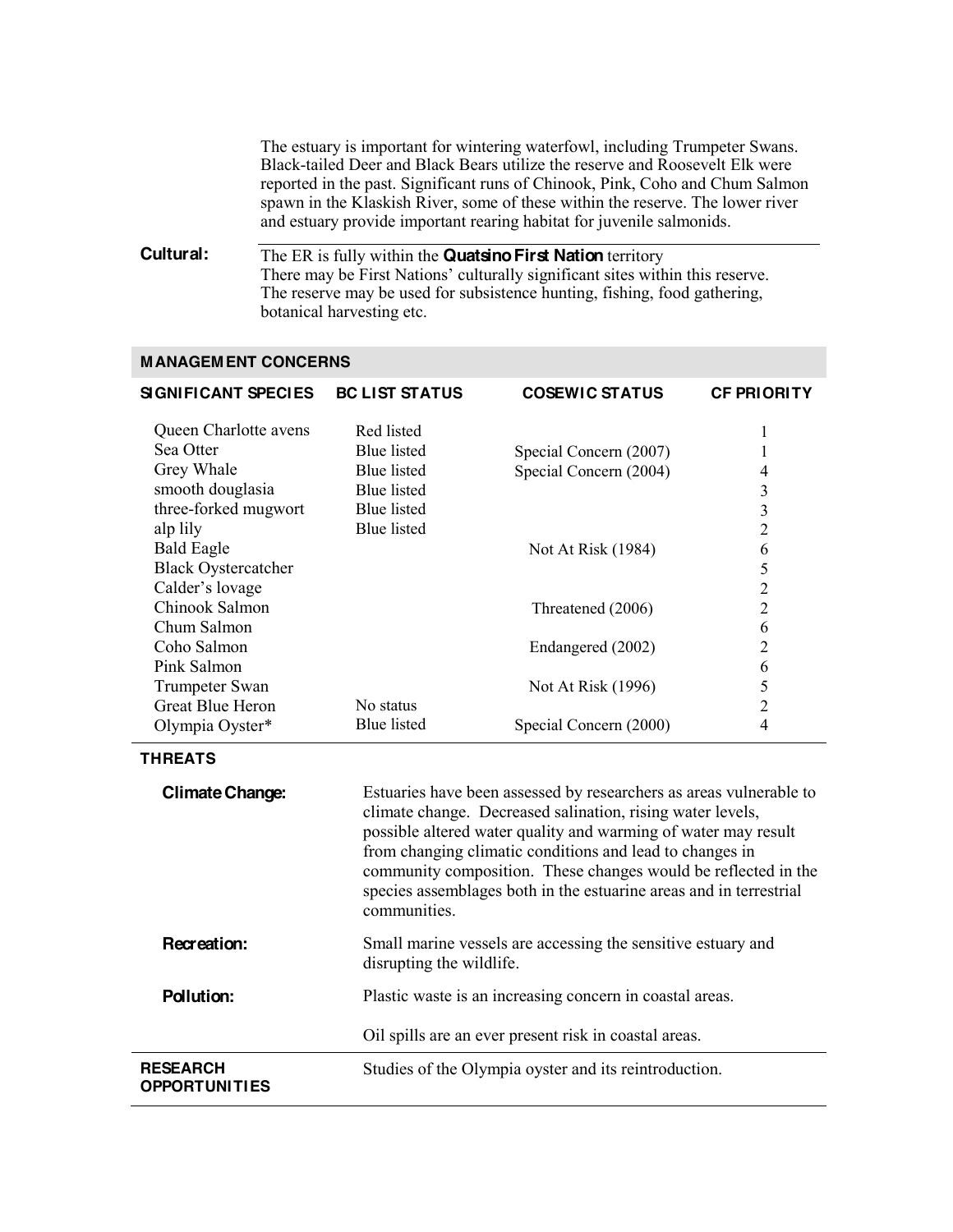The estuary is important for wintering waterfowl, including Trumpeter Swans. Black-tailed Deer and Black Bears utilize the reserve and Roosevelt Elk were reported in the past. Significant runs of Chinook, Pink, Coho and Chum Salmon spawn in the Klaskish River, some of these within the reserve. The lower river and estuary provide important rearing habitat for juvenile salmonids.

**Cultural:** The ER is fully within the **Quatsino First Nation** territory
There may be First Nations' culturally significant sites within this reserve.
The reserve may be used for subsistence hunting, fishing, food gathering, botanical harvesting etc.

## MANAGEMENT CONCERNS

| SIGNIFICANT SPECIES | BC LIST STATUS | COSEWIC STATUS | CF PRIORITY |
|---|---|---|---|
| Queen Charlotte avens | Red listed | | 1 |
| Sea Otter | Blue listed | Special Concern (2007) | 1 |
| Grey Whale | Blue listed | Special Concern (2004) | 4 |
| smooth douglasia | Blue listed | | 3 |
| three-forked mugwort | Blue listed | | 3 |
| alp lily | Blue listed | | 2 |
| Bald Eagle | | Not At Risk (1984) | 6 |
| Black Oystercatcher | | | 5 |
| Calder's lovage | | | 2 |
| Chinook Salmon | | Threatened (2006) | 2 |
| Chum Salmon | | | 6 |
| Coho Salmon | | Endangered (2002) | 2 |
| Pink Salmon | | | 6 |
| Trumpeter Swan | | Not At Risk (1996) | 5 |
| Great Blue Heron | No status | | 2 |
| Olympia Oyster* | Blue listed | Special Concern (2000) | 4 |

### THREATS

**Climate Change:** Estuaries have been assessed by researchers as areas vulnerable to climate change. Decreased salination, rising water levels, possible altered water quality and warming of water may result from changing climatic conditions and lead to changes in community composition. These changes would be reflected in the species assemblages both in the estuarine areas and in terrestrial communities.

**Recreation:** Small marine vessels are accessing the sensitive estuary and disrupting the wildlife.

**Pollution:** Plastic waste is an increasing concern in coastal areas.

Oil spills are an ever present risk in coastal areas.

**RESEARCH OPPORTUNITIES** Studies of the Olympia oyster and its reintroduction.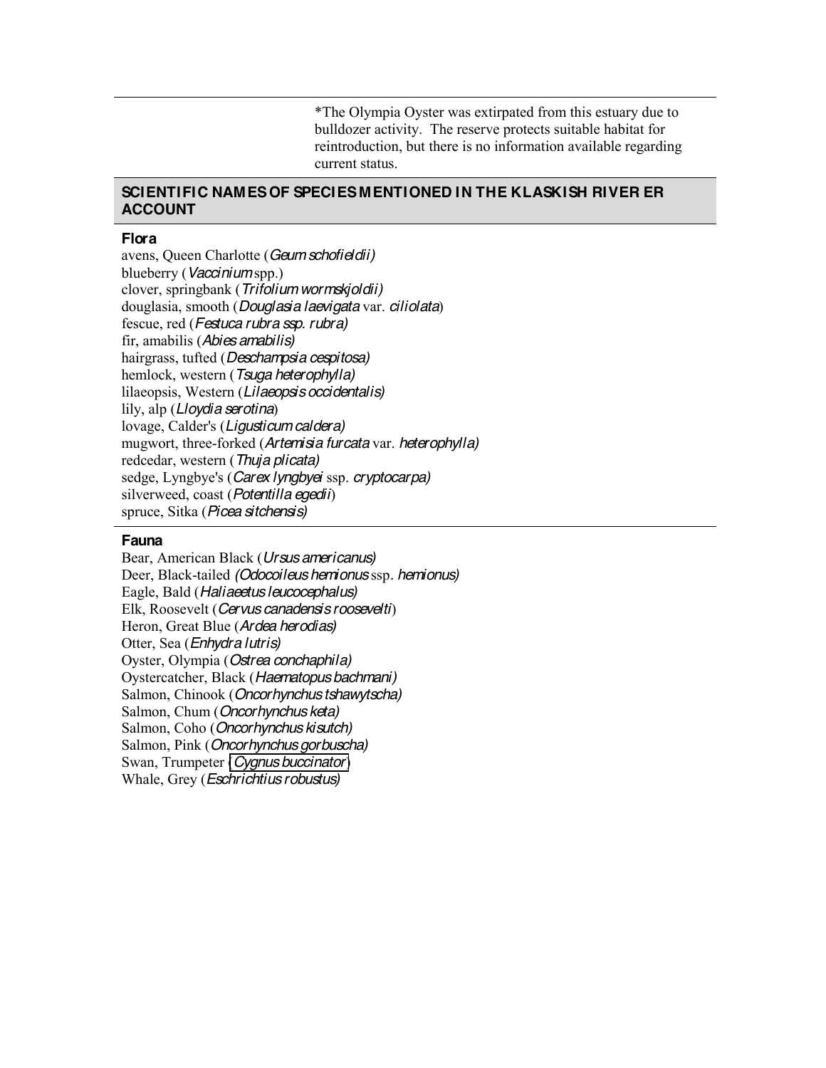*The Olympia Oyster was extirpated from this estuary due to bulldozer activity. The reserve protects suitable habitat for reintroduction, but there is no information available regarding current status.

## SCIENTIFIC NAMES OF SPECIES MENTIONED IN THE KLASKISH RIVER ER ACCOUNT

### Flora

avens, Queen Charlotte (*Geum schofieldii)*
blueberry (*Vaccinium* spp.)
clover, springbank (*Trifolium wormskjoldii)*
douglasia, smooth (*Douglasia laevigata* var. *ciliolata*)
fescue, red (*Festuca rubra ssp. rubra)*
fir, amabilis (*Abies amabilis)*
hairgrass, tufted (*Deschampsia cespitosa)*
hemlock, western (*Tsuga heterophylla)*
lilaeopsis, Western (*Lilaeopsis occidentalis)*
lily, alp (*Lloydia serotina*)
lovage, Calder's (*Ligusticum caldera)*
mugwort, three-forked (*Artemisia furcata* var. *heterophylla)*
redcedar, western (*Thuja plicata)*
sedge, Lyngbye's (*Carex lyngbyei* ssp. *cryptocarpa)*
silverweed, coast (*Potentilla egedii*)
spruce, Sitka (*Picea sitchensis)*

### Fauna

Bear, American Black (*Ursus americanus)*
Deer, Black-tailed *(Odocoileus hemionus* ssp*. hemionus)*
Eagle, Bald (*Haliaeetus leucocephalus)*
Elk, Roosevelt (*Cervus canadensis roosevelti*)
Heron, Great Blue (*Ardea herodias)*
Otter, Sea (*Enhydra lutris)*
Oyster, Olympia (*Ostrea conchaphila)*
Oystercatcher, Black (*Haematopus bachmani)*
Salmon, Chinook (*Oncorhynchus tshawytscha)*
Salmon, Chum (*Oncorhynchus keta)*
Salmon, Coho (*Oncorhynchus kisutch)*
Salmon, Pink (*Oncorhynchus gorbuscha)*
Swan, Trumpeter (*Cygnus buccinator*)
Whale, Grey (*Eschrichtius robustus)*